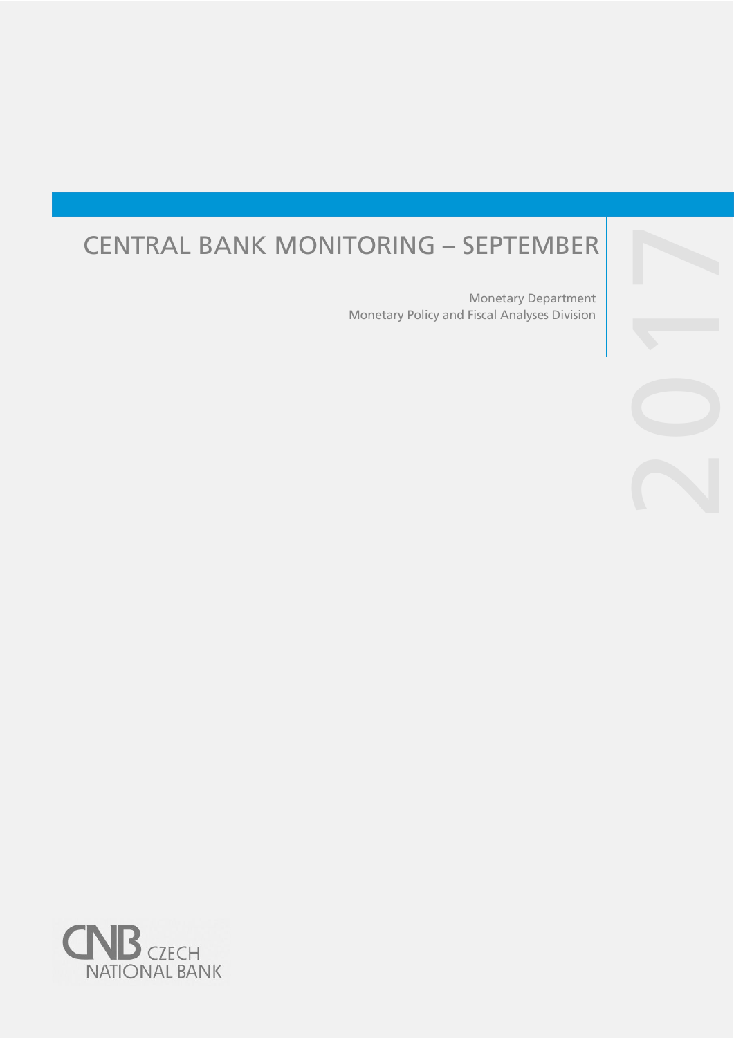# CENTRAL BANK MONITORING – SEPTEMBER

2017

Monetary Department
Monetary Policy and Fiscal Analyses Division

CNB CZECH NATIONAL BANK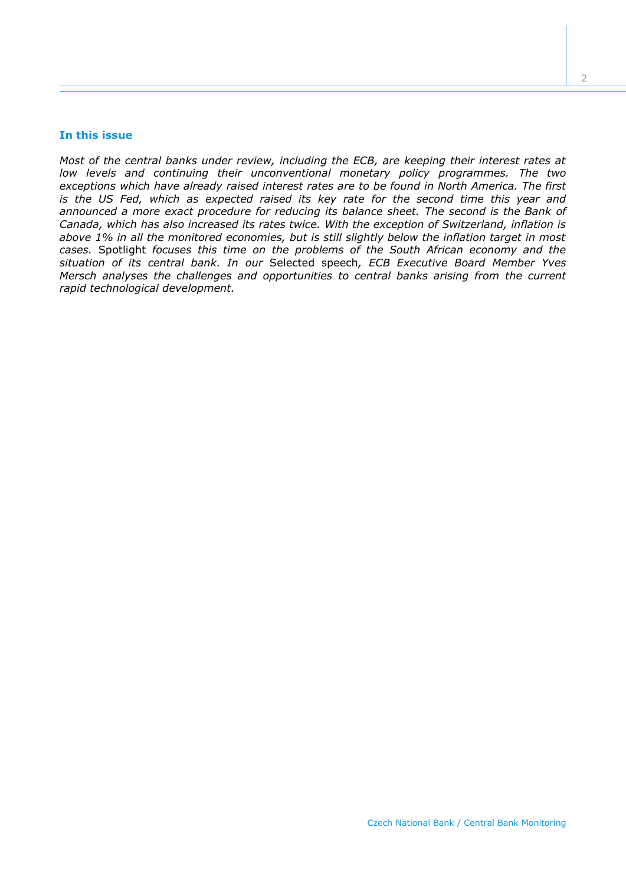## In this issue

*Most of the central banks under review, including the ECB, are keeping their interest rates at low levels and continuing their unconventional monetary policy programmes. The two exceptions which have already raised interest rates are to be found in North America. The first is the US Fed, which as expected raised its key rate for the second time this year and announced a more exact procedure for reducing its balance sheet. The second is the Bank of Canada, which has also increased its rates twice. With the exception of Switzerland, inflation is above 1% in all the monitored economies, but is still slightly below the inflation target in most cases.* Spotlight *focuses this time on the problems of the South African economy and the situation of its central bank. In our* Selected speech*, ECB Executive Board Member Yves Mersch analyses the challenges and opportunities to central banks arising from the current rapid technological development.*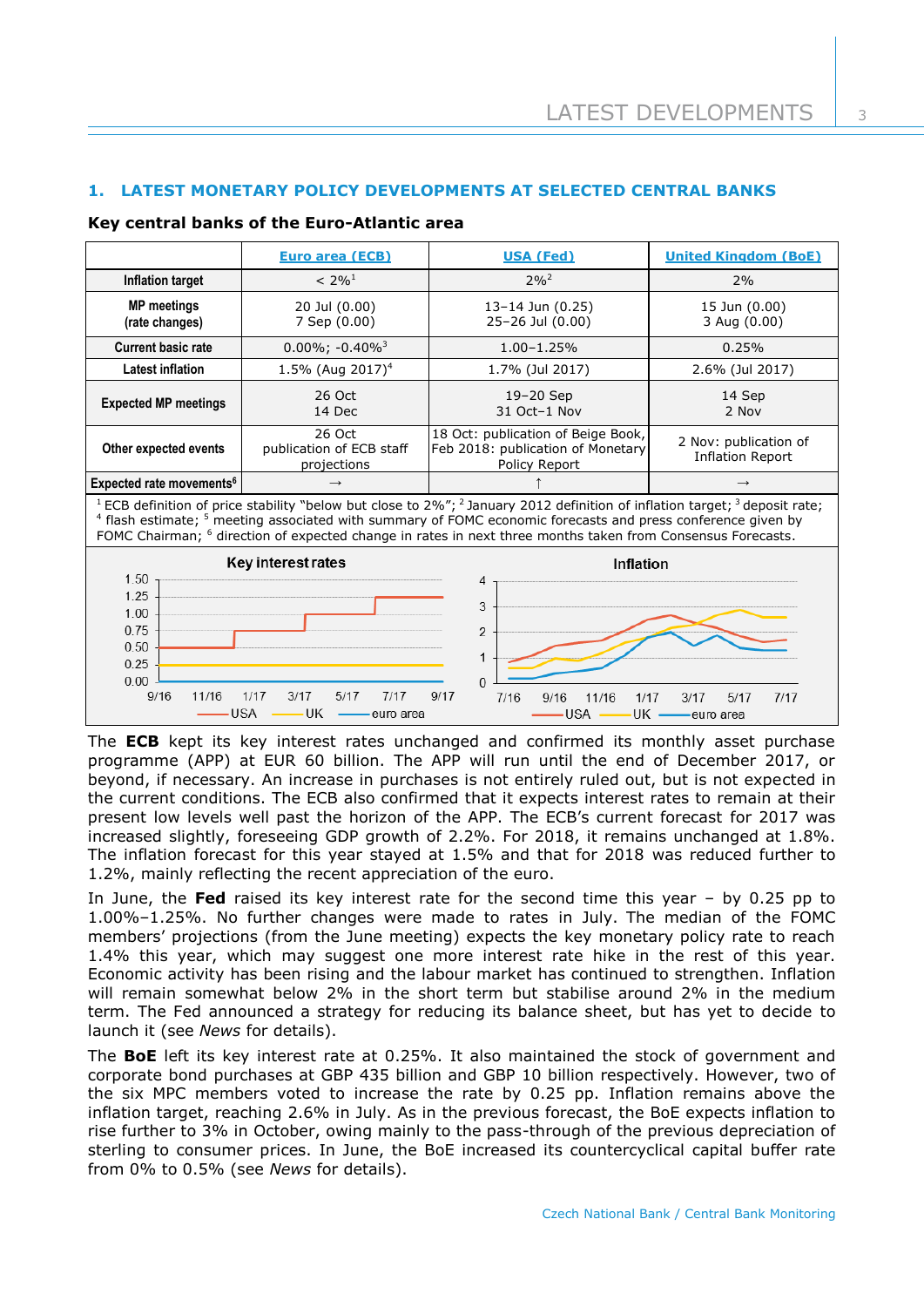## 1. LATEST MONETARY POLICY DEVELOPMENTS AT SELECTED CENTRAL BANKS

### Key central banks of the Euro-Atlantic area

| | Euro area (ECB) | USA (Fed) | United Kingdom (BoE) |
|---|---|---|---|
| Inflation target | < 2%[1] | 2%[2] | 2% |
| MP meetings (rate changes) | 20 Jul (0.00) 7 Sep (0.00) | 13–14 Jun (0.25) 25–26 Jul (0.00) | 15 Jun (0.00) 3 Aug (0.00) |
| Current basic rate | 0.00%; -0.40%[3] | 1.00–1.25% | 0.25% |
| Latest inflation | 1.5% (Aug 2017)[4] | 1.7% (Jul 2017) | 2.6% (Jul 2017) |
| Expected MP meetings | 26 Oct 14 Dec | 19–20 Sep 31 Oct–1 Nov | 14 Sep 2 Nov |
| Other expected events | 26 Oct publication of ECB staff projections | 18 Oct: publication of Beige Book, Feb 2018: publication of Monetary Policy Report | 2 Nov: publication of Inflation Report |
| Expected rate movements[6] | → | ↑ | → |

[1] ECB definition of price stability "below but close to 2%"; [2] January 2012 definition of inflation target; [3] deposit rate; [4] flash estimate; [5] meeting associated with summary of FOMC economic forecasts and press conference given by FOMC Chairman; [6] direction of expected change in rates in next three months taken from Consensus Forecasts.

**Key interest rates** (USA, UK, euro area; 9/16–9/17)

**Inflation** (USA, UK, euro area; 7/16–7/17)

The **ECB** kept its key interest rates unchanged and confirmed its monthly asset purchase programme (APP) at EUR 60 billion. The APP will run until the end of December 2017, or beyond, if necessary. An increase in purchases is not entirely ruled out, but is not expected in the current conditions. The ECB also confirmed that it expects interest rates to remain at their present low levels well past the horizon of the APP. The ECB's current forecast for 2017 was increased slightly, foreseeing GDP growth of 2.2%. For 2018, it remains unchanged at 1.8%. The inflation forecast for this year stayed at 1.5% and that for 2018 was reduced further to 1.2%, mainly reflecting the recent appreciation of the euro.

In June, the **Fed** raised its key interest rate for the second time this year – by 0.25 pp to 1.00%–1.25%. No further changes were made to rates in July. The median of the FOMC members' projections (from the June meeting) expects the key monetary policy rate to reach 1.4% this year, which may suggest one more interest rate hike in the rest of this year. Economic activity has been rising and the labour market has continued to strengthen. Inflation will remain somewhat below 2% in the short term but stabilise around 2% in the medium term. The Fed announced a strategy for reducing its balance sheet, but has yet to decide to launch it (see *News* for details).

The **BoE** left its key interest rate at 0.25%. It also maintained the stock of government and corporate bond purchases at GBP 435 billion and GBP 10 billion respectively. However, two of the six MPC members voted to increase the rate by 0.25 pp. Inflation remains above the inflation target, reaching 2.6% in July. As in the previous forecast, the BoE expects inflation to rise further to 3% in October, owing mainly to the pass-through of the previous depreciation of sterling to consumer prices. In June, the BoE increased its countercyclical capital buffer rate from 0% to 0.5% (see *News* for details).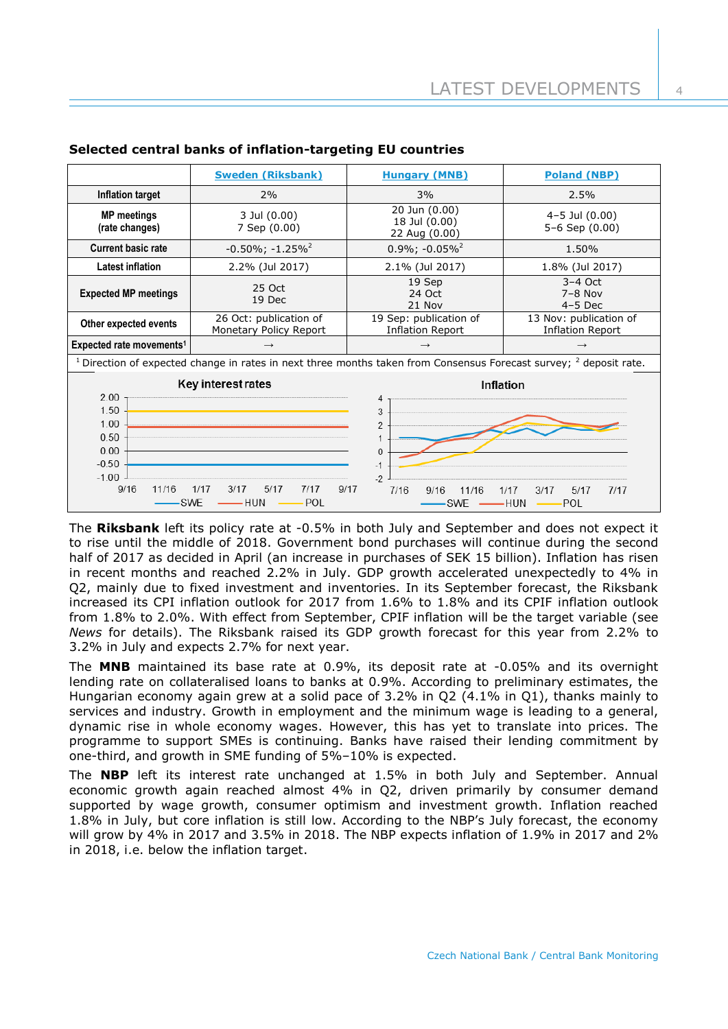**Selected central banks of inflation-targeting EU countries**

| | Sweden (Riksbank) | Hungary (MNB) | Poland (NBP) |
|---|---|---|---|
| Inflation target | 2% | 3% | 2.5% |
| MP meetings (rate changes) | 3 Jul (0.00)<br>7 Sep (0.00) | 20 Jun (0.00)<br>18 Jul (0.00)<br>22 Aug (0.00) | 4–5 Jul (0.00)<br>5–6 Sep (0.00) |
| Current basic rate | -0.50%; -1.25%[2] | 0.9%; -0.05%[2] | 1.50% |
| Latest inflation | 2.2% (Jul 2017) | 2.1% (Jul 2017) | 1.8% (Jul 2017) |
| Expected MP meetings | 25 Oct<br>19 Dec | 19 Sep<br>24 Oct<br>21 Nov | 3–4 Oct<br>7–8 Nov<br>4–5 Dec |
| Other expected events | 26 Oct: publication of Monetary Policy Report | 19 Sep: publication of Inflation Report | 13 Nov: publication of Inflation Report |
| Expected rate movements[1] | → | → | → |

[1] Direction of expected change in rates in next three months taken from Consensus Forecast survey; [2] deposit rate.

The **Riksbank** left its policy rate at -0.5% in both July and September and does not expect it to rise until the middle of 2018. Government bond purchases will continue during the second half of 2017 as decided in April (an increase in purchases of SEK 15 billion). Inflation has risen in recent months and reached 2.2% in July. GDP growth accelerated unexpectedly to 4% in Q2, mainly due to fixed investment and inventories. In its September forecast, the Riksbank increased its CPI inflation outlook for 2017 from 1.6% to 1.8% and its CPIF inflation outlook from 1.8% to 2.0%. With effect from September, CPIF inflation will be the target variable (see *News* for details). The Riksbank raised its GDP growth forecast for this year from 2.2% to 3.2% in July and expects 2.7% for next year.

The **MNB** maintained its base rate at 0.9%, its deposit rate at -0.05% and its overnight lending rate on collateralised loans to banks at 0.9%. According to preliminary estimates, the Hungarian economy again grew at a solid pace of 3.2% in Q2 (4.1% in Q1), thanks mainly to services and industry. Growth in employment and the minimum wage is leading to a general, dynamic rise in whole economy wages. However, this has yet to translate into prices. The programme to support SMEs is continuing. Banks have raised their lending commitment by one-third, and growth in SME funding of 5%–10% is expected.

The **NBP** left its interest rate unchanged at 1.5% in both July and September. Annual economic growth again reached almost 4% in Q2, driven primarily by consumer demand supported by wage growth, consumer optimism and investment growth. Inflation reached 1.8% in July, but core inflation is still low. According to the NBP's July forecast, the economy will grow by 4% in 2017 and 3.5% in 2018. The NBP expects inflation of 1.9% in 2017 and 2% in 2018, i.e. below the inflation target.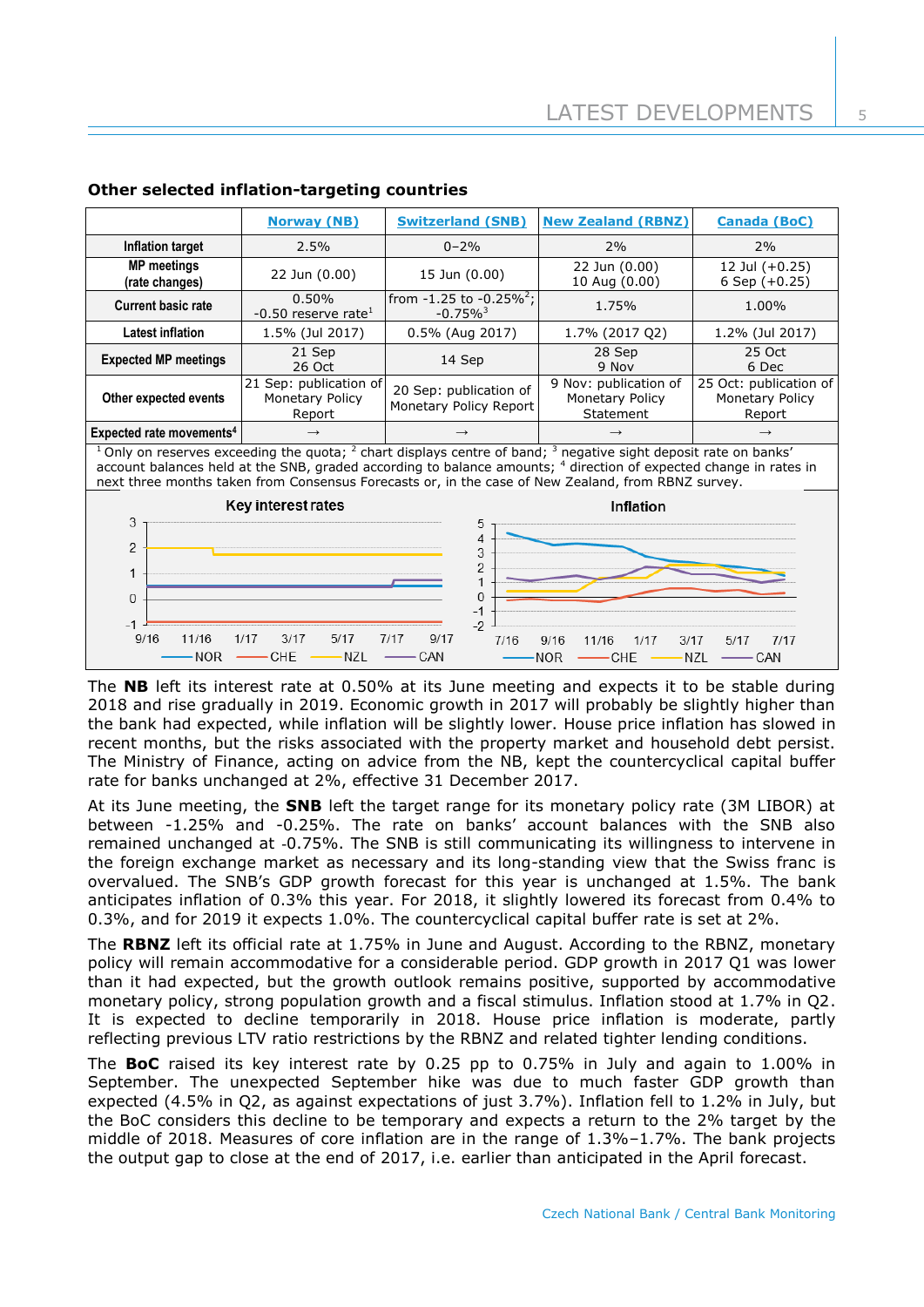### Other selected inflation-targeting countries

| | Norway (NB) | Switzerland (SNB) | New Zealand (RBNZ) | Canada (BoC) |
|---|---|---|---|---|
| **Inflation target** | 2.5% | 0–2% | 2% | 2% |
| **MP meetings (rate changes)** | 22 Jun (0.00) | 15 Jun (0.00) | 22 Jun (0.00) 10 Aug (0.00) | 12 Jul (+0.25) 6 Sep (+0.25) |
| **Current basic rate** | 0.50% -0.50 reserve rate[1] | from -1.25 to -0.25%[2]; -0.75%[3] | 1.75% | 1.00% |
| **Latest inflation** | 1.5% (Jul 2017) | 0.5% (Aug 2017) | 1.7% (2017 Q2) | 1.2% (Jul 2017) |
| **Expected MP meetings** | 21 Sep 26 Oct | 14 Sep | 28 Sep 9 Nov | 25 Oct 6 Dec |
| **Other expected events** | 21 Sep: publication of Monetary Policy Report | 20 Sep: publication of Monetary Policy Report | 9 Nov: publication of Monetary Policy Statement | 25 Oct: publication of Monetary Policy Report |
| **Expected rate movements[4]** | → | → | → | → |

[1] Only on reserves exceeding the quota; [2] chart displays centre of band; [3] negative sight deposit rate on banks' account balances held at the SNB, graded according to balance amounts; [4] direction of expected change in rates in next three months taken from Consensus Forecasts or, in the case of New Zealand, from RBNZ survey.

The **NB** left its interest rate at 0.50% at its June meeting and expects it to be stable during 2018 and rise gradually in 2019. Economic growth in 2017 will probably be slightly higher than the bank had expected, while inflation will be slightly lower. House price inflation has slowed in recent months, but the risks associated with the property market and household debt persist. The Ministry of Finance, acting on advice from the NB, kept the countercyclical capital buffer rate for banks unchanged at 2%, effective 31 December 2017.

At its June meeting, the **SNB** left the target range for its monetary policy rate (3M LIBOR) at between -1.25% and -0.25%. The rate on banks' account balances with the SNB also remained unchanged at -0.75%. The SNB is still communicating its willingness to intervene in the foreign exchange market as necessary and its long-standing view that the Swiss franc is overvalued. The SNB's GDP growth forecast for this year is unchanged at 1.5%. The bank anticipates inflation of 0.3% this year. For 2018, it slightly lowered its forecast from 0.4% to 0.3%, and for 2019 it expects 1.0%. The countercyclical capital buffer rate is set at 2%.

The **RBNZ** left its official rate at 1.75% in June and August. According to the RBNZ, monetary policy will remain accommodative for a considerable period. GDP growth in 2017 Q1 was lower than it had expected, but the growth outlook remains positive, supported by accommodative monetary policy, strong population growth and a fiscal stimulus. Inflation stood at 1.7% in Q2. It is expected to decline temporarily in 2018. House price inflation is moderate, partly reflecting previous LTV ratio restrictions by the RBNZ and related tighter lending conditions.

The **BoC** raised its key interest rate by 0.25 pp to 0.75% in July and again to 1.00% in September. The unexpected September hike was due to much faster GDP growth than expected (4.5% in Q2, as against expectations of just 3.7%). Inflation fell to 1.2% in July, but the BoC considers this decline to be temporary and expects a return to the 2% target by the middle of 2018. Measures of core inflation are in the range of 1.3%–1.7%. The bank projects the output gap to close at the end of 2017, i.e. earlier than anticipated in the April forecast.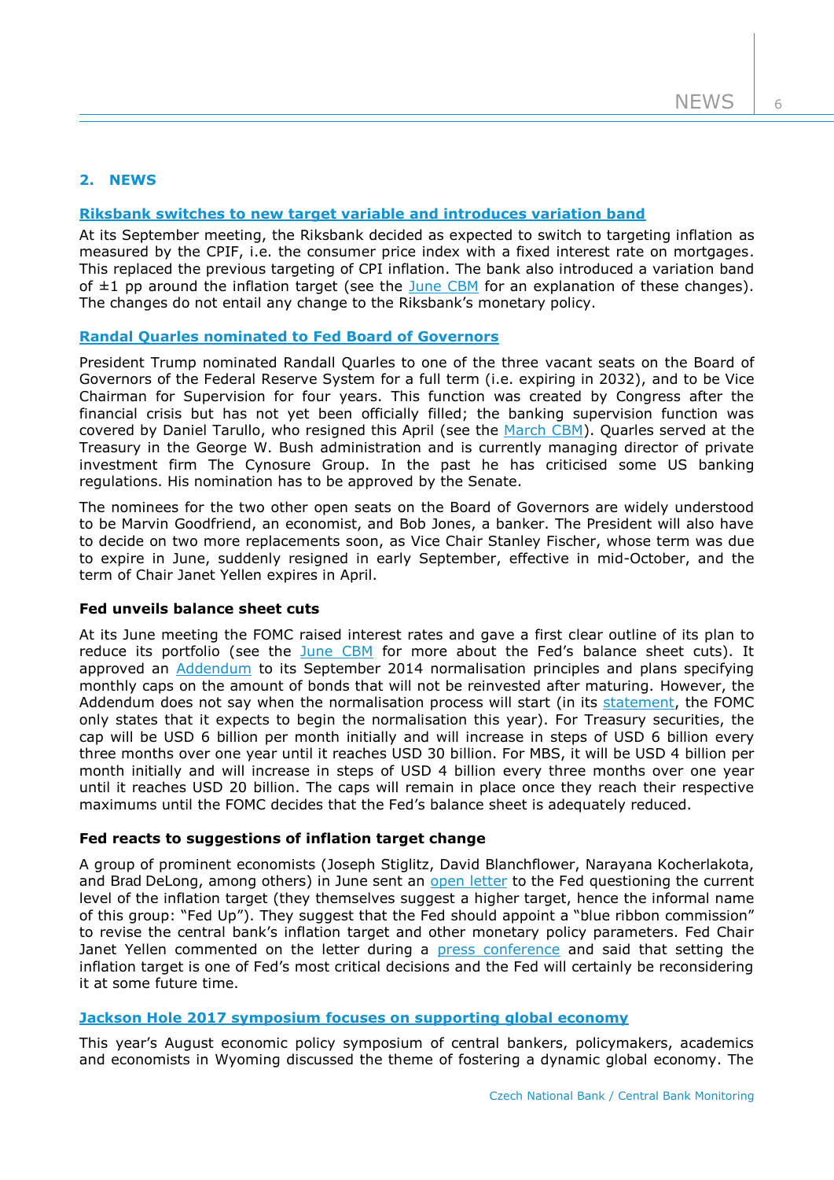## 2. NEWS

### Riksbank switches to new target variable and introduces variation band

At its September meeting, the Riksbank decided as expected to switch to targeting inflation as measured by the CPIF, i.e. the consumer price index with a fixed interest rate on mortgages. This replaced the previous targeting of CPI inflation. The bank also introduced a variation band of ±1 pp around the inflation target (see the June CBM for an explanation of these changes). The changes do not entail any change to the Riksbank's monetary policy.

### Randal Quarles nominated to Fed Board of Governors

President Trump nominated Randall Quarles to one of the three vacant seats on the Board of Governors of the Federal Reserve System for a full term (i.e. expiring in 2032), and to be Vice Chairman for Supervision for four years. This function was created by Congress after the financial crisis but has not yet been officially filled; the banking supervision function was covered by Daniel Tarullo, who resigned this April (see the March CBM). Quarles served at the Treasury in the George W. Bush administration and is currently managing director of private investment firm The Cynosure Group. In the past he has criticised some US banking regulations. His nomination has to be approved by the Senate.

The nominees for the two other open seats on the Board of Governors are widely understood to be Marvin Goodfriend, an economist, and Bob Jones, a banker. The President will also have to decide on two more replacements soon, as Vice Chair Stanley Fischer, whose term was due to expire in June, suddenly resigned in early September, effective in mid-October, and the term of Chair Janet Yellen expires in April.

### Fed unveils balance sheet cuts

At its June meeting the FOMC raised interest rates and gave a first clear outline of its plan to reduce its portfolio (see the June CBM for more about the Fed's balance sheet cuts). It approved an Addendum to its September 2014 normalisation principles and plans specifying monthly caps on the amount of bonds that will not be reinvested after maturing. However, the Addendum does not say when the normalisation process will start (in its statement, the FOMC only states that it expects to begin the normalisation this year). For Treasury securities, the cap will be USD 6 billion per month initially and will increase in steps of USD 6 billion every three months over one year until it reaches USD 30 billion. For MBS, it will be USD 4 billion per month initially and will increase in steps of USD 4 billion every three months over one year until it reaches USD 20 billion. The caps will remain in place once they reach their respective maximums until the FOMC decides that the Fed's balance sheet is adequately reduced.

### Fed reacts to suggestions of inflation target change

A group of prominent economists (Joseph Stiglitz, David Blanchflower, Narayana Kocherlakota, and Brad DeLong, among others) in June sent an open letter to the Fed questioning the current level of the inflation target (they themselves suggest a higher target, hence the informal name of this group: "Fed Up"). They suggest that the Fed should appoint a "blue ribbon commission" to revise the central bank's inflation target and other monetary policy parameters. Fed Chair Janet Yellen commented on the letter during a press conference and said that setting the inflation target is one of Fed's most critical decisions and the Fed will certainly be reconsidering it at some future time.

### Jackson Hole 2017 symposium focuses on supporting global economy

This year's August economic policy symposium of central bankers, policymakers, academics and economists in Wyoming discussed the theme of fostering a dynamic global economy. The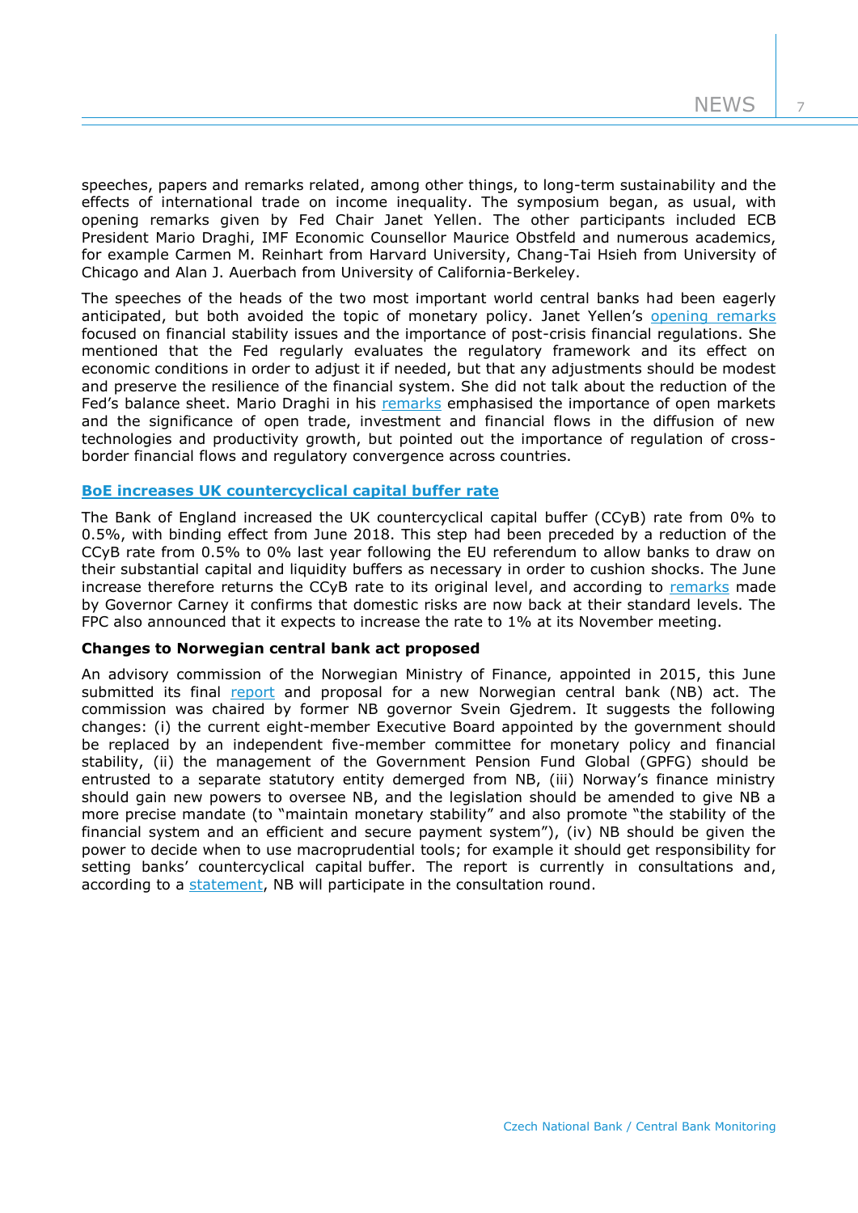speeches, papers and remarks related, among other things, to long-term sustainability and the effects of international trade on income inequality. The symposium began, as usual, with opening remarks given by Fed Chair Janet Yellen. The other participants included ECB President Mario Draghi, IMF Economic Counsellor Maurice Obstfeld and numerous academics, for example Carmen M. Reinhart from Harvard University, Chang-Tai Hsieh from University of Chicago and Alan J. Auerbach from University of California-Berkeley.

The speeches of the heads of the two most important world central banks had been eagerly anticipated, but both avoided the topic of monetary policy. Janet Yellen's opening remarks focused on financial stability issues and the importance of post-crisis financial regulations. She mentioned that the Fed regularly evaluates the regulatory framework and its effect on economic conditions in order to adjust it if needed, but that any adjustments should be modest and preserve the resilience of the financial system. She did not talk about the reduction of the Fed's balance sheet. Mario Draghi in his remarks emphasised the importance of open markets and the significance of open trade, investment and financial flows in the diffusion of new technologies and productivity growth, but pointed out the importance of regulation of cross-border financial flows and regulatory convergence across countries.

### BoE increases UK countercyclical capital buffer rate

The Bank of England increased the UK countercyclical capital buffer (CCyB) rate from 0% to 0.5%, with binding effect from June 2018. This step had been preceded by a reduction of the CCyB rate from 0.5% to 0% last year following the EU referendum to allow banks to draw on their substantial capital and liquidity buffers as necessary in order to cushion shocks. The June increase therefore returns the CCyB rate to its original level, and according to remarks made by Governor Carney it confirms that domestic risks are now back at their standard levels. The FPC also announced that it expects to increase the rate to 1% at its November meeting.

### Changes to Norwegian central bank act proposed

An advisory commission of the Norwegian Ministry of Finance, appointed in 2015, this June submitted its final report and proposal for a new Norwegian central bank (NB) act. The commission was chaired by former NB governor Svein Gjedrem. It suggests the following changes: (i) the current eight-member Executive Board appointed by the government should be replaced by an independent five-member committee for monetary policy and financial stability, (ii) the management of the Government Pension Fund Global (GPFG) should be entrusted to a separate statutory entity demerged from NB, (iii) Norway's finance ministry should gain new powers to oversee NB, and the legislation should be amended to give NB a more precise mandate (to "maintain monetary stability" and also promote "the stability of the financial system and an efficient and secure payment system"), (iv) NB should be given the power to decide when to use macroprudential tools; for example it should get responsibility for setting banks' countercyclical capital buffer. The report is currently in consultations and, according to a statement, NB will participate in the consultation round.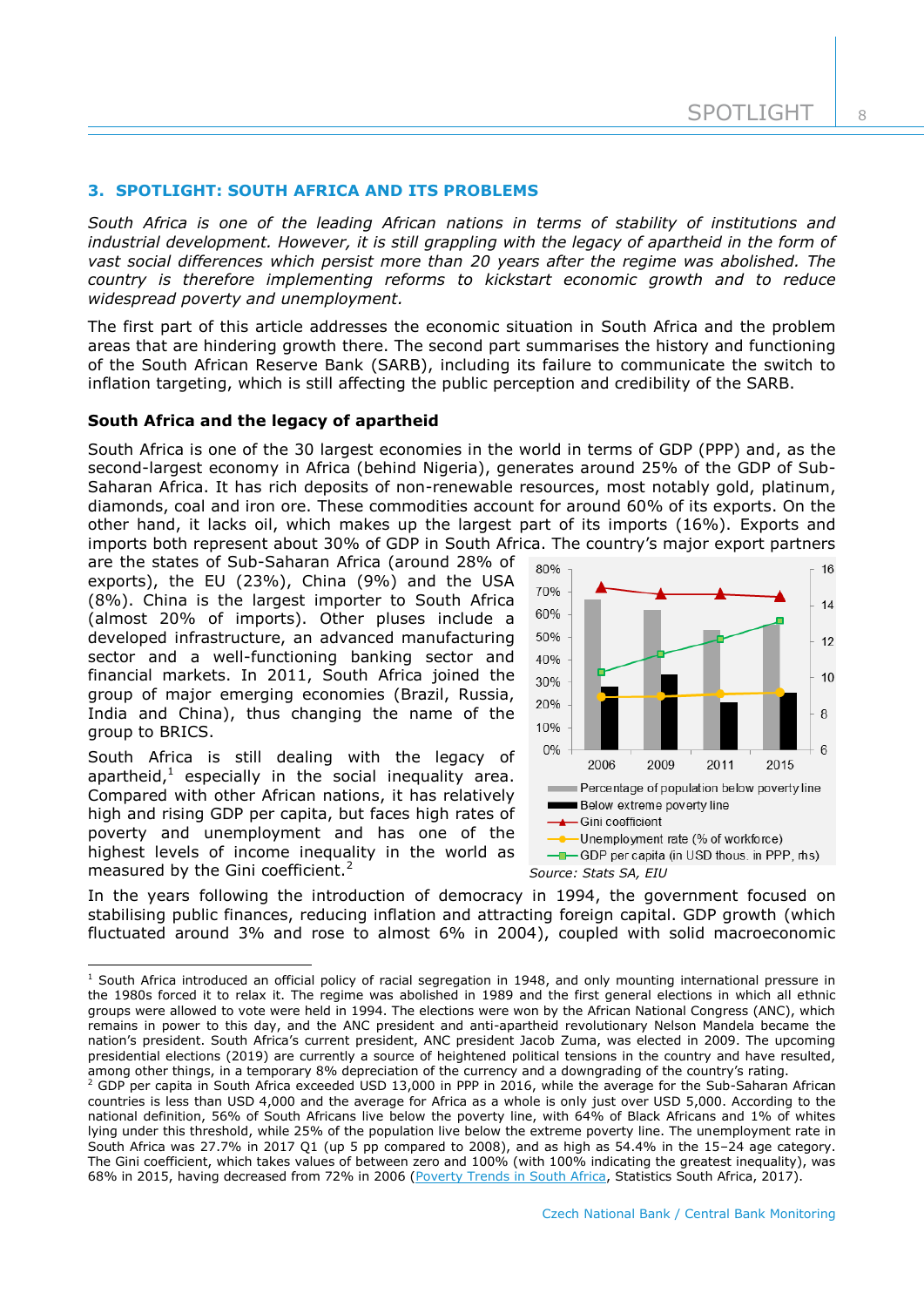## 3. SPOTLIGHT: SOUTH AFRICA AND ITS PROBLEMS

*South Africa is one of the leading African nations in terms of stability of institutions and industrial development. However, it is still grappling with the legacy of apartheid in the form of vast social differences which persist more than 20 years after the regime was abolished. The country is therefore implementing reforms to kickstart economic growth and to reduce widespread poverty and unemployment.*

The first part of this article addresses the economic situation in South Africa and the problem areas that are hindering growth there. The second part summarises the history and functioning of the South African Reserve Bank (SARB), including its failure to communicate the switch to inflation targeting, which is still affecting the public perception and credibility of the SARB.

### South Africa and the legacy of apartheid

South Africa is one of the 30 largest economies in the world in terms of GDP (PPP) and, as the second-largest economy in Africa (behind Nigeria), generates around 25% of the GDP of Sub-Saharan Africa. It has rich deposits of non-renewable resources, most notably gold, platinum, diamonds, coal and iron ore. These commodities account for around 60% of its exports. On the other hand, it lacks oil, which makes up the largest part of its imports (16%). Exports and imports both represent about 30% of GDP in South Africa. The country's major export partners are the states of Sub-Saharan Africa (around 28% of exports), the EU (23%), China (9%) and the USA (8%). China is the largest importer to South Africa (almost 20% of imports). Other pluses include a developed infrastructure, an advanced manufacturing sector and a well-functioning banking sector and financial markets. In 2011, South Africa joined the group of major emerging economies (Brazil, Russia, India and China), thus changing the name of the group to BRICS.

South Africa is still dealing with the legacy of apartheid,[1] especially in the social inequality area. Compared with other African nations, it has relatively high and rising GDP per capita, but faces high rates of poverty and unemployment and has one of the highest levels of income inequality in the world as measured by the Gini coefficient.[2]

| | 2006 | 2009 | 2011 | 2015 |
|---|---|---|---|---|
| Percentage of population below poverty line | | | | |
| Below extreme poverty line | | | | |
| Gini coefficient | | | | |
| Unemployment rate (% of workforce) | | | | |
| GDP per capita (in USD thous. in PPP, rhs) | | | | |

*Source: Stats SA, EIU*

In the years following the introduction of democracy in 1994, the government focused on stabilising public finances, reducing inflation and attracting foreign capital. GDP growth (which fluctuated around 3% and rose to almost 6% in 2004), coupled with solid macroeconomic

---

[1] South Africa introduced an official policy of racial segregation in 1948, and only mounting international pressure in the 1980s forced it to relax it. The regime was abolished in 1989 and the first general elections in which all ethnic groups were allowed to vote were held in 1994. The elections were won by the African National Congress (ANC), which remains in power to this day, and the ANC president and anti-apartheid revolutionary Nelson Mandela became the nation's president. South Africa's current president, ANC president Jacob Zuma, was elected in 2009. The upcoming presidential elections (2019) are currently a source of heightened political tensions in the country and have resulted, among other things, in a temporary 8% depreciation of the currency and a downgrading of the country's rating.

[2] GDP per capita in South Africa exceeded USD 13,000 in PPP in 2016, while the average for the Sub-Saharan African countries is less than USD 4,000 and the average for Africa as a whole is only just over USD 5,000. According to the national definition, 56% of South Africans live below the poverty line, with 64% of Black Africans and 1% of whites lying under this threshold, while 25% of the population live below the extreme poverty line. The unemployment rate in South Africa was 27.7% in 2017 Q1 (up 5 pp compared to 2008), and as high as 54.4% in the 15–24 age category. The Gini coefficient, which takes values of between zero and 100% (with 100% indicating the greatest inequality), was 68% in 2015, having decreased from 72% in 2006 (Poverty Trends in South Africa, Statistics South Africa, 2017).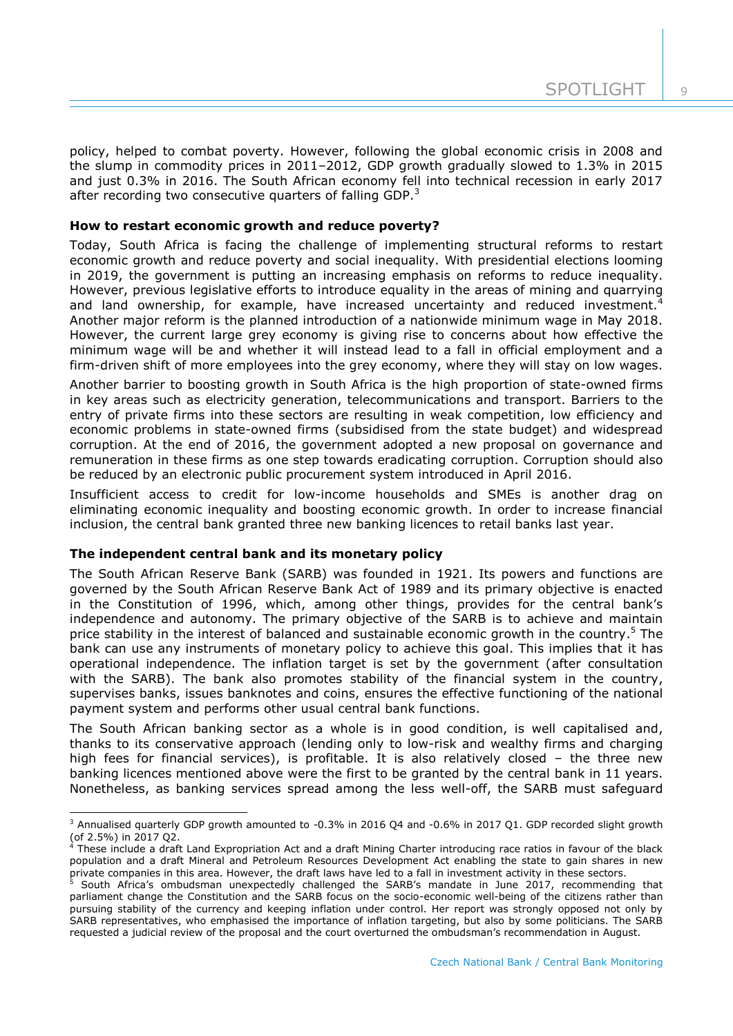policy, helped to combat poverty. However, following the global economic crisis in 2008 and the slump in commodity prices in 2011–2012, GDP growth gradually slowed to 1.3% in 2015 and just 0.3% in 2016. The South African economy fell into technical recession in early 2017 after recording two consecutive quarters of falling GDP.[3]

**How to restart economic growth and reduce poverty?**

Today, South Africa is facing the challenge of implementing structural reforms to restart economic growth and reduce poverty and social inequality. With presidential elections looming in 2019, the government is putting an increasing emphasis on reforms to reduce inequality. However, previous legislative efforts to introduce equality in the areas of mining and quarrying and land ownership, for example, have increased uncertainty and reduced investment.[4] Another major reform is the planned introduction of a nationwide minimum wage in May 2018. However, the current large grey economy is giving rise to concerns about how effective the minimum wage will be and whether it will instead lead to a fall in official employment and a firm-driven shift of more employees into the grey economy, where they will stay on low wages.

Another barrier to boosting growth in South Africa is the high proportion of state-owned firms in key areas such as electricity generation, telecommunications and transport. Barriers to the entry of private firms into these sectors are resulting in weak competition, low efficiency and economic problems in state-owned firms (subsidised from the state budget) and widespread corruption. At the end of 2016, the government adopted a new proposal on governance and remuneration in these firms as one step towards eradicating corruption. Corruption should also be reduced by an electronic public procurement system introduced in April 2016.

Insufficient access to credit for low-income households and SMEs is another drag on eliminating economic inequality and boosting economic growth. In order to increase financial inclusion, the central bank granted three new banking licences to retail banks last year.

**The independent central bank and its monetary policy**

The South African Reserve Bank (SARB) was founded in 1921. Its powers and functions are governed by the South African Reserve Bank Act of 1989 and its primary objective is enacted in the Constitution of 1996, which, among other things, provides for the central bank's independence and autonomy. The primary objective of the SARB is to achieve and maintain price stability in the interest of balanced and sustainable economic growth in the country.[5] The bank can use any instruments of monetary policy to achieve this goal. This implies that it has operational independence. The inflation target is set by the government (after consultation with the SARB). The bank also promotes stability of the financial system in the country, supervises banks, issues banknotes and coins, ensures the effective functioning of the national payment system and performs other usual central bank functions.

The South African banking sector as a whole is in good condition, is well capitalised and, thanks to its conservative approach (lending only to low-risk and wealthy firms and charging high fees for financial services), is profitable. It is also relatively closed – the three new banking licences mentioned above were the first to be granted by the central bank in 11 years. Nonetheless, as banking services spread among the less well-off, the SARB must safeguard

---

[3] Annualised quarterly GDP growth amounted to -0.3% in 2016 Q4 and -0.6% in 2017 Q1. GDP recorded slight growth (of 2.5%) in 2017 Q2.

[4] These include a draft Land Expropriation Act and a draft Mining Charter introducing race ratios in favour of the black population and a draft Mineral and Petroleum Resources Development Act enabling the state to gain shares in new private companies in this area. However, the draft laws have led to a fall in investment activity in these sectors.

[5] South Africa's ombudsman unexpectedly challenged the SARB's mandate in June 2017, recommending that parliament change the Constitution and the SARB focus on the socio-economic well-being of the citizens rather than pursuing stability of the currency and keeping inflation under control. Her report was strongly opposed not only by SARB representatives, who emphasised the importance of inflation targeting, but also by some politicians. The SARB requested a judicial review of the proposal and the court overturned the ombudsman's recommendation in August.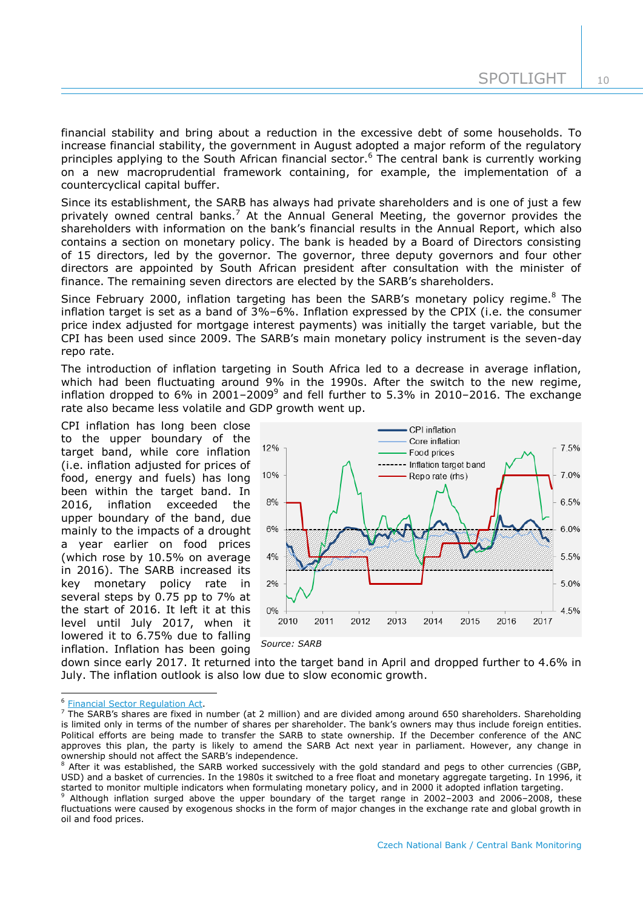financial stability and bring about a reduction in the excessive debt of some households. To increase financial stability, the government in August adopted a major reform of the regulatory principles applying to the South African financial sector.[6] The central bank is currently working on a new macroprudential framework containing, for example, the implementation of a countercyclical capital buffer.

Since its establishment, the SARB has always had private shareholders and is one of just a few privately owned central banks.[7] At the Annual General Meeting, the governor provides the shareholders with information on the bank's financial results in the Annual Report, which also contains a section on monetary policy. The bank is headed by a Board of Directors consisting of 15 directors, led by the governor. The governor, three deputy governors and four other directors are appointed by South African president after consultation with the minister of finance. The remaining seven directors are elected by the SARB's shareholders.

Since February 2000, inflation targeting has been the SARB's monetary policy regime.[8] The inflation target is set as a band of 3%–6%. Inflation expressed by the CPIX (i.e. the consumer price index adjusted for mortgage interest payments) was initially the target variable, but the CPI has been used since 2009. The SARB's main monetary policy instrument is the seven-day repo rate.

The introduction of inflation targeting in South Africa led to a decrease in average inflation, which had been fluctuating around 9% in the 1990s. After the switch to the new regime, inflation dropped to 6% in 2001–2009[9] and fell further to 5.3% in 2010–2016. The exchange rate also became less volatile and GDP growth went up.

CPI inflation has long been close to the upper boundary of the target band, while core inflation (i.e. inflation adjusted for prices of food, energy and fuels) has long been within the target band. In 2016, inflation exceeded the upper boundary of the band, due mainly to the impacts of a drought a year earlier on food prices (which rose by 10.5% on average in 2016). The SARB increased its key monetary policy rate in several steps by 0.75 pp to 7% at the start of 2016. It left it at this level until July 2017, when it lowered it to 6.75% due to falling inflation. Inflation has been going down since early 2017. It returned into the target band in April and dropped further to 4.6% in July. The inflation outlook is also low due to slow economic growth.

*Source: SARB*

[6] Financial Sector Regulation Act.

[7] The SARB's shares are fixed in number (at 2 million) and are divided among around 650 shareholders. Shareholding is limited only in terms of the number of shares per shareholder. The bank's owners may thus include foreign entities. Political efforts are being made to transfer the SARB to state ownership. If the December conference of the ANC approves this plan, the party is likely to amend the SARB Act next year in parliament. However, any change in ownership should not affect the SARB's independence.

[8] After it was established, the SARB worked successively with the gold standard and pegs to other currencies (GBP, USD) and a basket of currencies. In the 1980s it switched to a free float and monetary aggregate targeting. In 1996, it started to monitor multiple indicators when formulating monetary policy, and in 2000 it adopted inflation targeting.

[9] Although inflation surged above the upper boundary of the target range in 2002–2003 and 2006–2008, these fluctuations were caused by exogenous shocks in the form of major changes in the exchange rate and global growth in oil and food prices.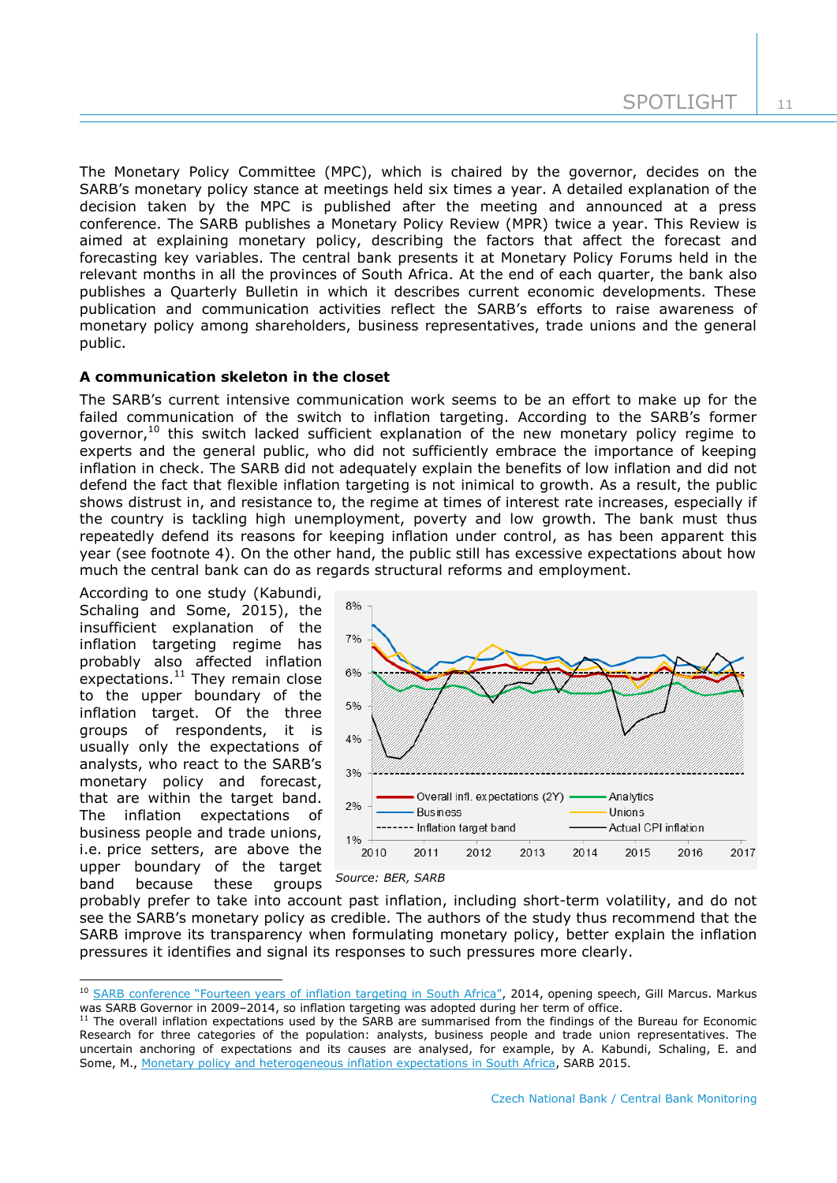The Monetary Policy Committee (MPC), which is chaired by the governor, decides on the SARB's monetary policy stance at meetings held six times a year. A detailed explanation of the decision taken by the MPC is published after the meeting and announced at a press conference. The SARB publishes a Monetary Policy Review (MPR) twice a year. This Review is aimed at explaining monetary policy, describing the factors that affect the forecast and forecasting key variables. The central bank presents it at Monetary Policy Forums held in the relevant months in all the provinces of South Africa. At the end of each quarter, the bank also publishes a Quarterly Bulletin in which it describes current economic developments. These publication and communication activities reflect the SARB's efforts to raise awareness of monetary policy among shareholders, business representatives, trade unions and the general public.

**A communication skeleton in the closet**

The SARB's current intensive communication work seems to be an effort to make up for the failed communication of the switch to inflation targeting. According to the SARB's former governor,[10] this switch lacked sufficient explanation of the new monetary policy regime to experts and the general public, who did not sufficiently embrace the importance of keeping inflation in check. The SARB did not adequately explain the benefits of low inflation and did not defend the fact that flexible inflation targeting is not inimical to growth. As a result, the public shows distrust in, and resistance to, the regime at times of interest rate increases, especially if the country is tackling high unemployment, poverty and low growth. The bank must thus repeatedly defend its reasons for keeping inflation under control, as has been apparent this year (see footnote 4). On the other hand, the public still has excessive expectations about how much the central bank can do as regards structural reforms and employment.

According to one study (Kabundi, Schaling and Some, 2015), the insufficient explanation of the inflation targeting regime has probably also affected inflation expectations.[11] They remain close to the upper boundary of the inflation target. Of the three groups of respondents, it is usually only the expectations of analysts, who react to the SARB's monetary policy and forecast, that are within the target band. The inflation expectations of business people and trade unions, i.e. price setters, are above the upper boundary of the target band because these groups probably prefer to take into account past inflation, including short-term volatility, and do not see the SARB's monetary policy as credible. The authors of the study thus recommend that the SARB improve its transparency when formulating monetary policy, better explain the inflation pressures it identifies and signal its responses to such pressures more clearly.

*Source: BER, SARB*

---

[10] SARB conference "Fourteen years of inflation targeting in South Africa", 2014, opening speech, Gill Marcus. Markus was SARB Governor in 2009–2014, so inflation targeting was adopted during her term of office.

[11] The overall inflation expectations used by the SARB are summarised from the findings of the Bureau for Economic Research for three categories of the population: analysts, business people and trade union representatives. The uncertain anchoring of expectations and its causes are analysed, for example, by A. Kabundi, Schaling, E. and Some, M., Monetary policy and heterogeneous inflation expectations in South Africa, SARB 2015.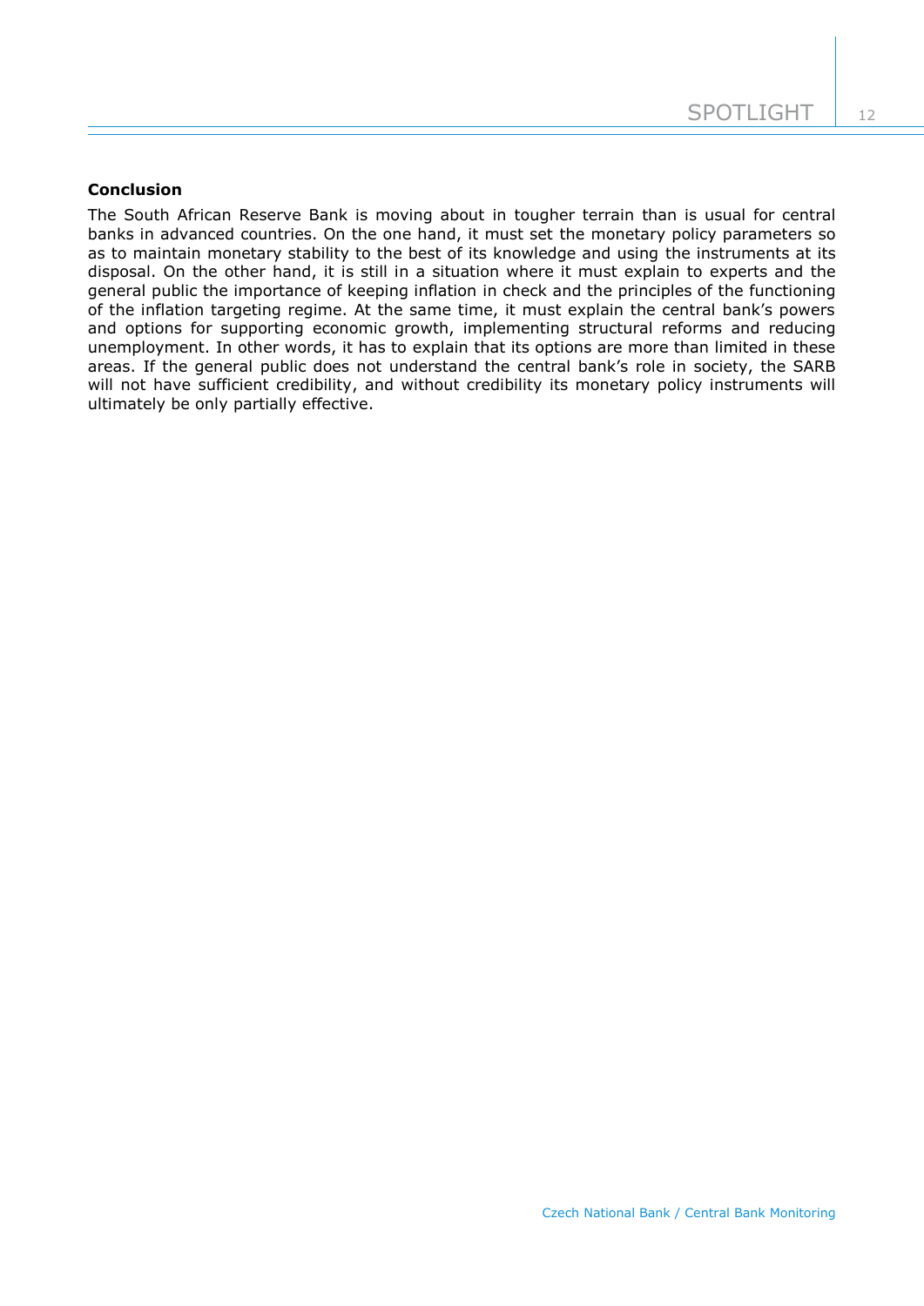**Conclusion**

The South African Reserve Bank is moving about in tougher terrain than is usual for central banks in advanced countries. On the one hand, it must set the monetary policy parameters so as to maintain monetary stability to the best of its knowledge and using the instruments at its disposal. On the other hand, it is still in a situation where it must explain to experts and the general public the importance of keeping inflation in check and the principles of the functioning of the inflation targeting regime. At the same time, it must explain the central bank's powers and options for supporting economic growth, implementing structural reforms and reducing unemployment. In other words, it has to explain that its options are more than limited in these areas. If the general public does not understand the central bank's role in society, the SARB will not have sufficient credibility, and without credibility its monetary policy instruments will ultimately be only partially effective.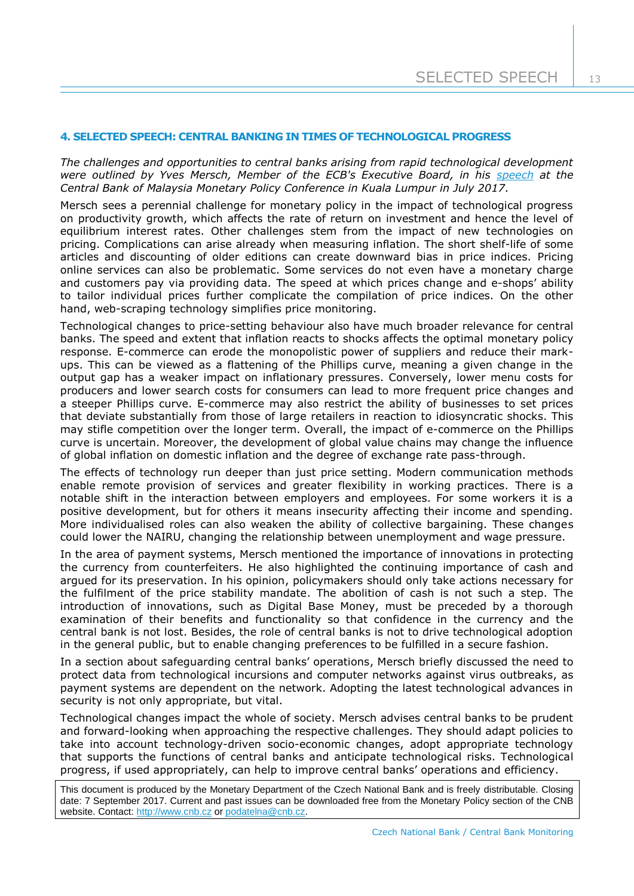## 4. SELECTED SPEECH: CENTRAL BANKING IN TIMES OF TECHNOLOGICAL PROGRESS

*The challenges and opportunities to central banks arising from rapid technological development were outlined by Yves Mersch, Member of the ECB's Executive Board, in his [speech](speech) at the Central Bank of Malaysia Monetary Policy Conference in Kuala Lumpur in July 2017.*

Mersch sees a perennial challenge for monetary policy in the impact of technological progress on productivity growth, which affects the rate of return on investment and hence the level of equilibrium interest rates. Other challenges stem from the impact of new technologies on pricing. Complications can arise already when measuring inflation. The short shelf-life of some articles and discounting of older editions can create downward bias in price indices. Pricing online services can also be problematic. Some services do not even have a monetary charge and customers pay via providing data. The speed at which prices change and e-shops' ability to tailor individual prices further complicate the compilation of price indices. On the other hand, web-scraping technology simplifies price monitoring.

Technological changes to price-setting behaviour also have much broader relevance for central banks. The speed and extent that inflation reacts to shocks affects the optimal monetary policy response. E-commerce can erode the monopolistic power of suppliers and reduce their mark-ups. This can be viewed as a flattening of the Phillips curve, meaning a given change in the output gap has a weaker impact on inflationary pressures. Conversely, lower menu costs for producers and lower search costs for consumers can lead to more frequent price changes and a steeper Phillips curve. E-commerce may also restrict the ability of businesses to set prices that deviate substantially from those of large retailers in reaction to idiosyncratic shocks. This may stifle competition over the longer term. Overall, the impact of e-commerce on the Phillips curve is uncertain. Moreover, the development of global value chains may change the influence of global inflation on domestic inflation and the degree of exchange rate pass-through.

The effects of technology run deeper than just price setting. Modern communication methods enable remote provision of services and greater flexibility in working practices. There is a notable shift in the interaction between employers and employees. For some workers it is a positive development, but for others it means insecurity affecting their income and spending. More individualised roles can also weaken the ability of collective bargaining. These changes could lower the NAIRU, changing the relationship between unemployment and wage pressure.

In the area of payment systems, Mersch mentioned the importance of innovations in protecting the currency from counterfeiters. He also highlighted the continuing importance of cash and argued for its preservation. In his opinion, policymakers should only take actions necessary for the fulfilment of the price stability mandate. The abolition of cash is not such a step. The introduction of innovations, such as Digital Base Money, must be preceded by a thorough examination of their benefits and functionality so that confidence in the currency and the central bank is not lost. Besides, the role of central banks is not to drive technological adoption in the general public, but to enable changing preferences to be fulfilled in a secure fashion.

In a section about safeguarding central banks' operations, Mersch briefly discussed the need to protect data from technological incursions and computer networks against virus outbreaks, as payment systems are dependent on the network. Adopting the latest technological advances in security is not only appropriate, but vital.

Technological changes impact the whole of society. Mersch advises central banks to be prudent and forward-looking when approaching the respective challenges. They should adapt policies to take into account technology-driven socio-economic changes, adopt appropriate technology that supports the functions of central banks and anticipate technological risks. Technological progress, if used appropriately, can help to improve central banks' operations and efficiency.

This document is produced by the Monetary Department of the Czech National Bank and is freely distributable. Closing date: 7 September 2017. Current and past issues can be downloaded free from the Monetary Policy section of the CNB website. Contact: [http://www.cnb.cz](http://www.cnb.cz) or [podatelna@cnb.cz](mailto:podatelna@cnb.cz).